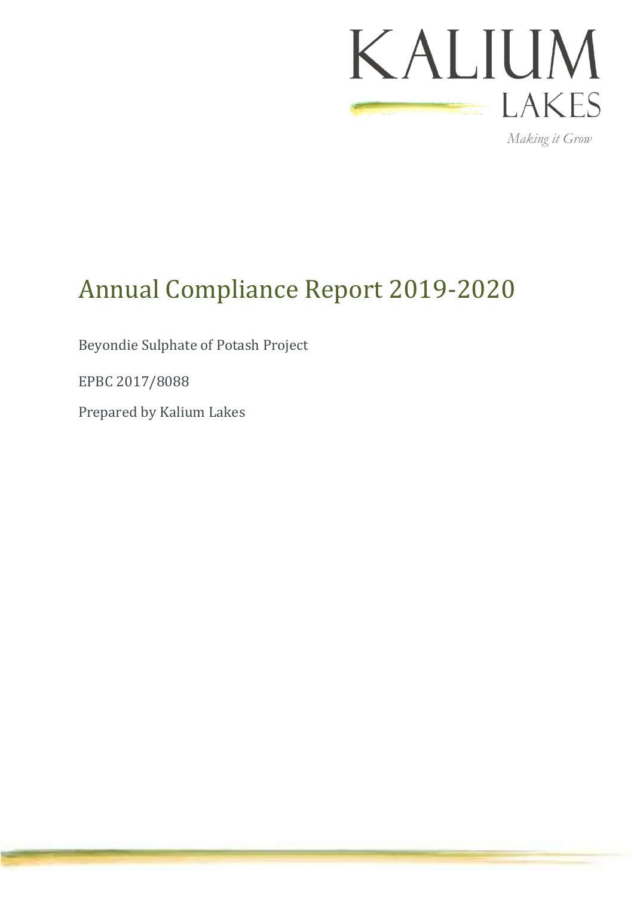KALIUM LAKES

*Making it Grow*

# Annual Compliance Report 2019-2020

Beyondie Sulphate of Potash Project

EPBC 2017/8088

Prepared by Kalium Lakes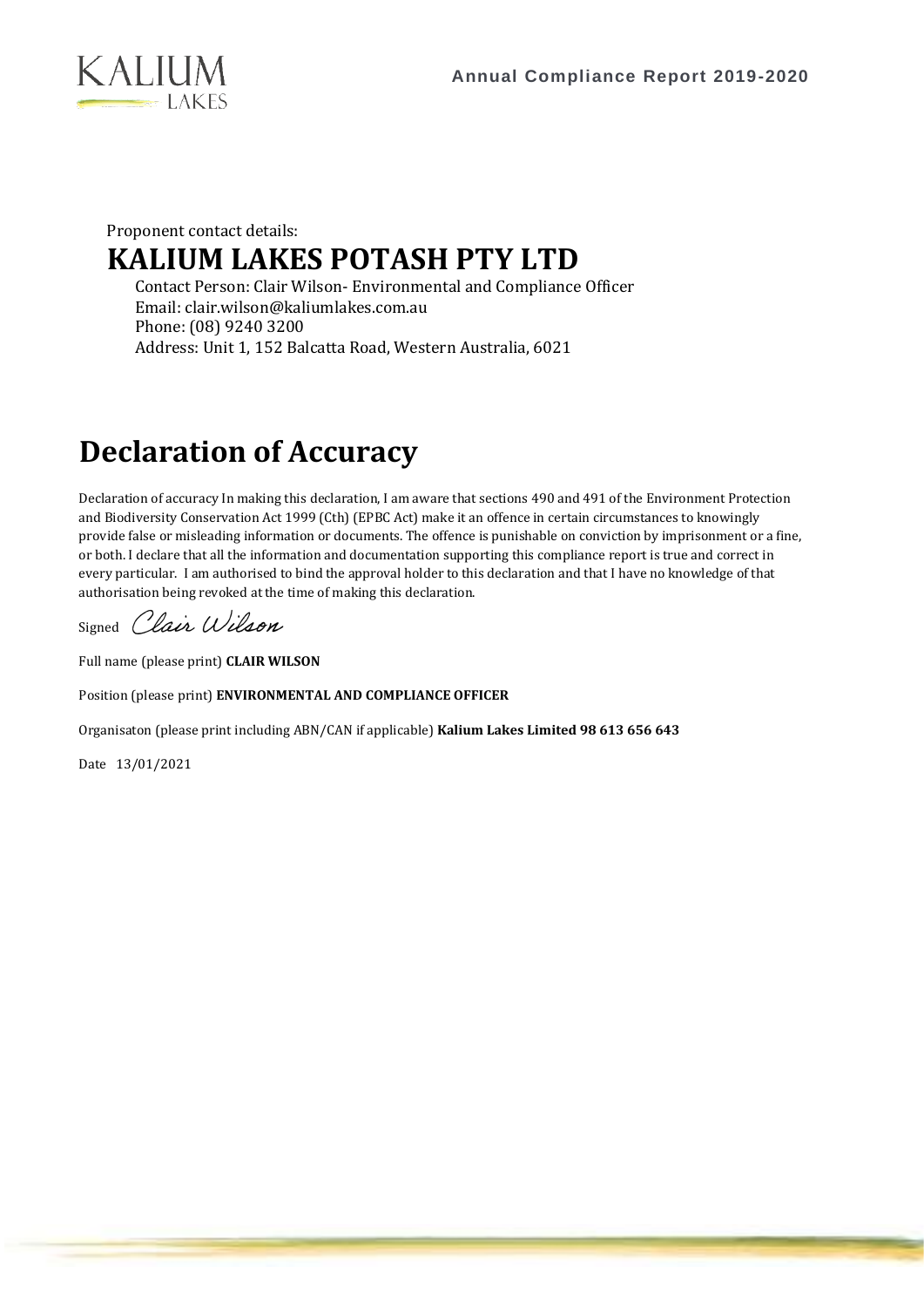Proponent contact details:

# KALIUM LAKES POTASH PTY LTD

Contact Person: Clair Wilson- Environmental and Compliance Officer
Email: clair.wilson@kaliumlakes.com.au
Phone: (08) 9240 3200
Address: Unit 1, 152 Balcatta Road, Western Australia, 6021

# Declaration of Accuracy

Declaration of accuracy In making this declaration, I am aware that sections 490 and 491 of the Environment Protection and Biodiversity Conservation Act 1999 (Cth) (EPBC Act) make it an offence in certain circumstances to knowingly provide false or misleading information or documents. The offence is punishable on conviction by imprisonment or a fine, or both. I declare that all the information and documentation supporting this compliance report is true and correct in every particular. I am authorised to bind the approval holder to this declaration and that I have no knowledge of that authorisation being revoked at the time of making this declaration.

Signed *Clair Wilson*

Full name (please print) **CLAIR WILSON**

Position (please print) **ENVIRONMENTAL AND COMPLIANCE OFFICER**

Organisaton (please print including ABN/CAN if applicable) **Kalium Lakes Limited 98 613 656 643**

Date 13/01/2021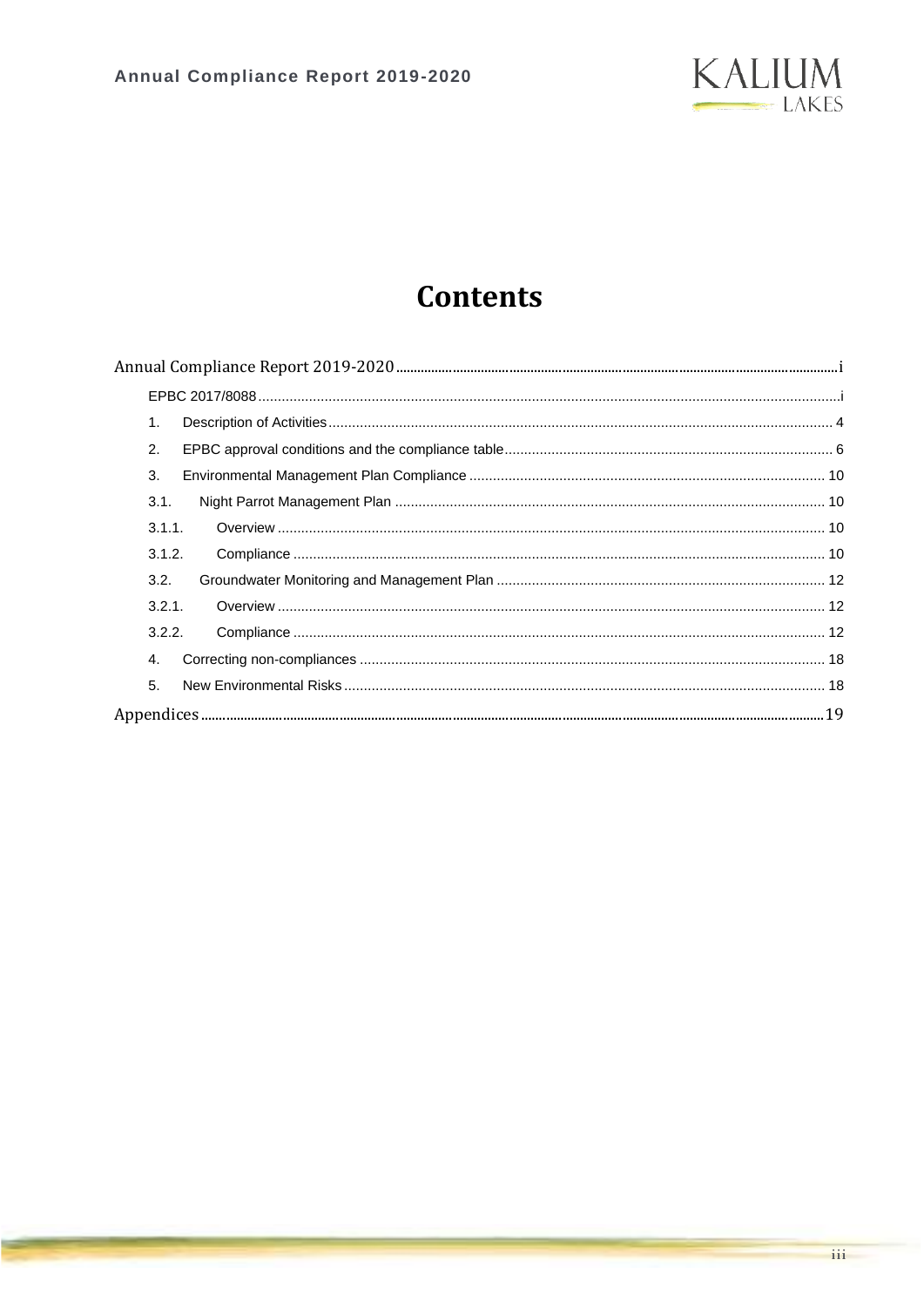# Contents

Annual Compliance Report 2019-2020 .......... i

EPBC 2017/8088 .......... i

1. Description of Activities .......... 4
2. EPBC approval conditions and the compliance table .......... 6
3. Environmental Management Plan Compliance .......... 10

3.1. Night Parrot Management Plan .......... 10

3.1.1. Overview .......... 10

3.1.2. Compliance .......... 10

3.2. Groundwater Monitoring and Management Plan .......... 12

3.2.1. Overview .......... 12

3.2.2. Compliance .......... 12

4. Correcting non-compliances .......... 18
5. New Environmental Risks .......... 18

Appendices .......... 19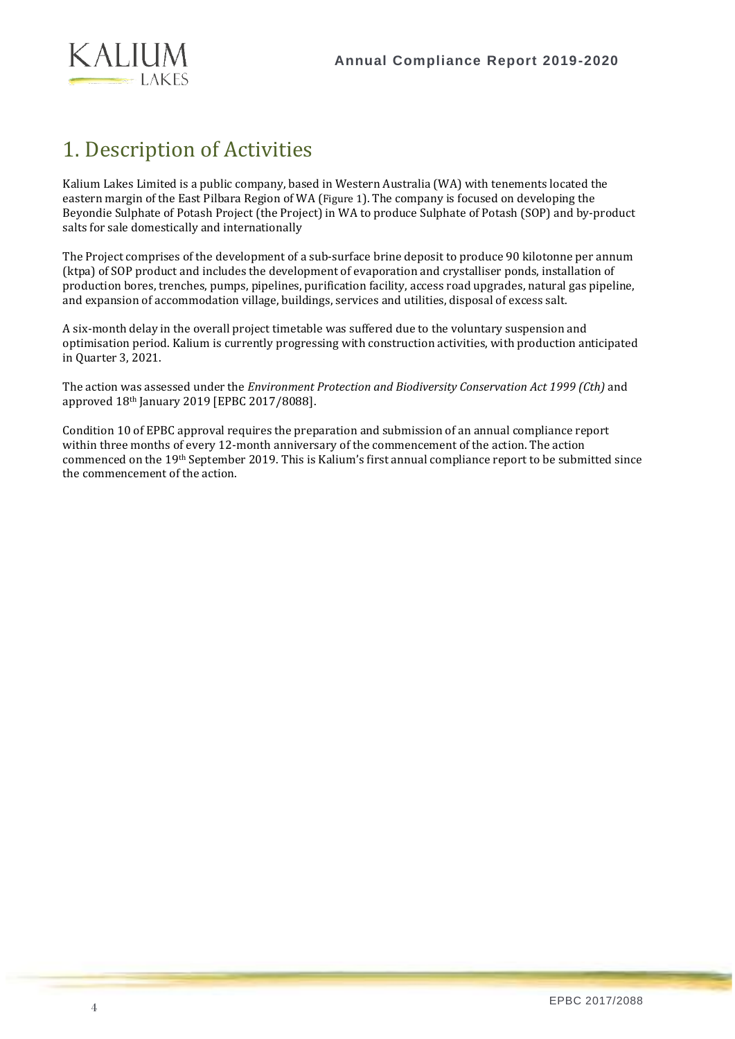# 1. Description of Activities

Kalium Lakes Limited is a public company, based in Western Australia (WA) with tenements located the eastern margin of the East Pilbara Region of WA (Figure 1). The company is focused on developing the Beyondie Sulphate of Potash Project (the Project) in WA to produce Sulphate of Potash (SOP) and by-product salts for sale domestically and internationally

The Project comprises of the development of a sub-surface brine deposit to produce 90 kilotonne per annum (ktpa) of SOP product and includes the development of evaporation and crystalliser ponds, installation of production bores, trenches, pumps, pipelines, purification facility, access road upgrades, natural gas pipeline, and expansion of accommodation village, buildings, services and utilities, disposal of excess salt.

A six-month delay in the overall project timetable was suffered due to the voluntary suspension and optimisation period. Kalium is currently progressing with construction activities, with production anticipated in Quarter 3, 2021.

The action was assessed under the *Environment Protection and Biodiversity Conservation Act 1999 (Cth)* and approved 18th January 2019 [EPBC 2017/8088].

Condition 10 of EPBC approval requires the preparation and submission of an annual compliance report within three months of every 12-month anniversary of the commencement of the action. The action commenced on the 19th September 2019. This is Kalium's first annual compliance report to be submitted since the commencement of the action.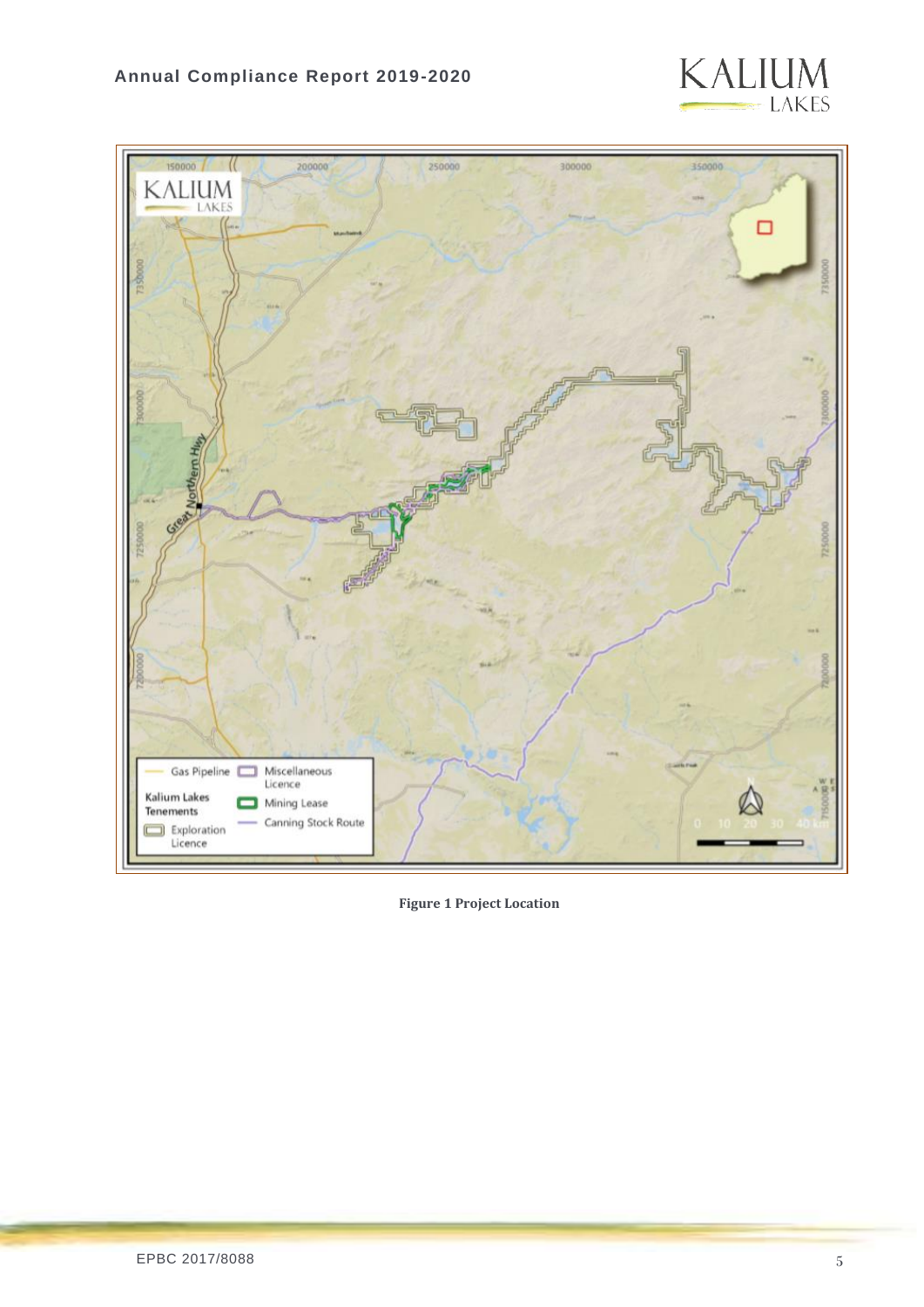**Figure 1 Project Location**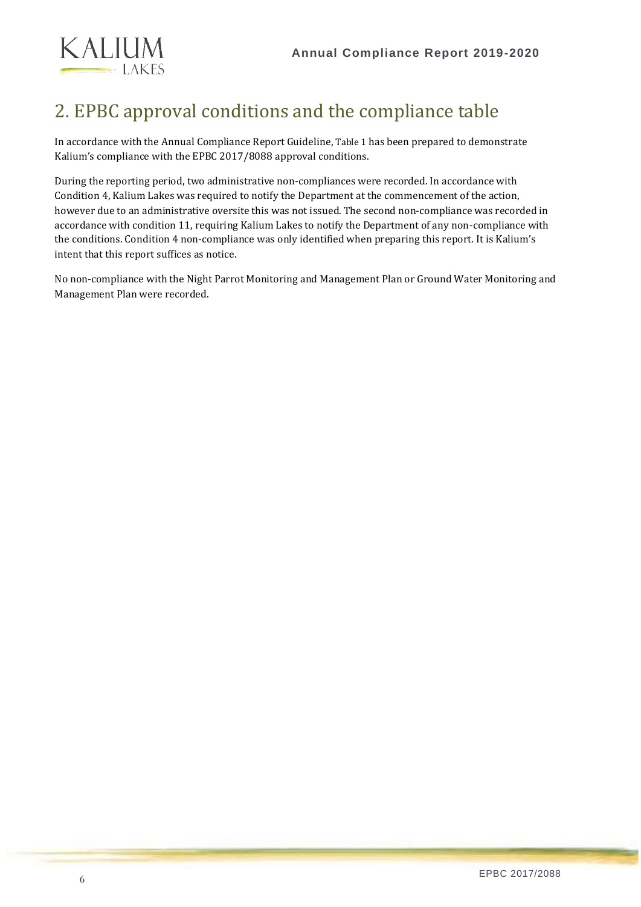## 2. EPBC approval conditions and the compliance table

In accordance with the Annual Compliance Report Guideline, Table 1 has been prepared to demonstrate Kalium's compliance with the EPBC 2017/8088 approval conditions.

During the reporting period, two administrative non-compliances were recorded. In accordance with Condition 4, Kalium Lakes was required to notify the Department at the commencement of the action, however due to an administrative oversite this was not issued. The second non-compliance was recorded in accordance with condition 11, requiring Kalium Lakes to notify the Department of any non-compliance with the conditions. Condition 4 non-compliance was only identified when preparing this report. It is Kalium's intent that this report suffices as notice.

No non-compliance with the Night Parrot Monitoring and Management Plan or Ground Water Monitoring and Management Plan were recorded.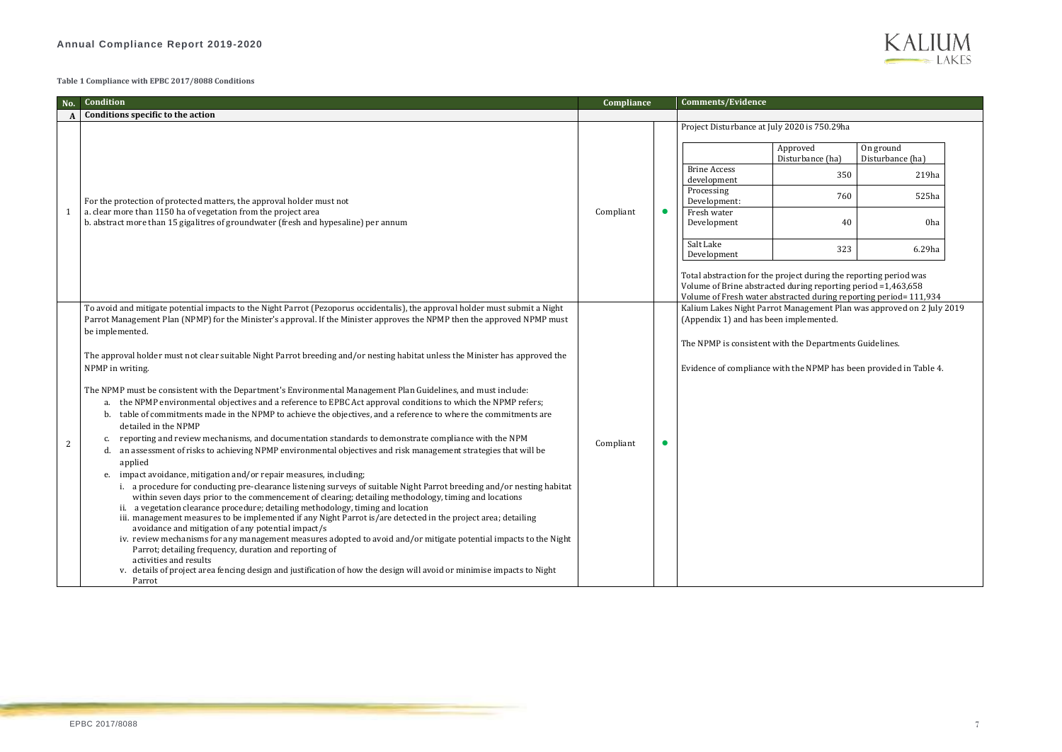**Table 1 Compliance with EPBC 2017/8088 Conditions**

| No. | Condition | Compliance | | Comments/Evidence |
|---|---|---|---|---|
| **A** | **Conditions specific to the action** | | | |
| 1 | For the protection of protected matters, the approval holder must not<br>a. clear more than 1150 ha of vegetation from the project area<br>b. abstract more than 15 gigalitres of groundwater (fresh and hypesaline) per annum | Compliant | ● | Project Disturbance at July 2020 is 750.29ha<br><br>Brine Access development — Approved Disturbance (ha): 350; On ground Disturbance (ha): 219ha<br>Processing Development: — Approved Disturbance (ha): 760; On ground Disturbance (ha): 525ha<br>Fresh water Development — Approved Disturbance (ha): 40; On ground Disturbance (ha): 0ha<br>Salt Lake Development — Approved Disturbance (ha): 323; On ground Disturbance (ha): 6.29ha<br><br>Total abstraction for the project during the reporting period was<br>Volume of Brine abstracted during reporting period =1,463,658<br>Volume of Fresh water abstracted during reporting period= 111,934 |
| 2 | To avoid and mitigate potential impacts to the Night Parrot (Pezoporus occidentalis), the approval holder must submit a Night Parrot Management Plan (NPMP) for the Minister's approval. If the Minister approves the NPMP then the approved NPMP must be implemented.<br><br>The approval holder must not clear suitable Night Parrot breeding and/or nesting habitat unless the Minister has approved the NPMP in writing.<br><br>The NPMP must be consistent with the Department's Environmental Management Plan Guidelines, and must include:<br>a. the NPMP environmental objectives and a reference to EPBC Act approval conditions to which the NPMP refers;<br>b. table of commitments made in the NPMP to achieve the objectives, and a reference to where the commitments are detailed in the NPMP<br>c. reporting and review mechanisms, and documentation standards to demonstrate compliance with the NPM<br>d. an assessment of risks to achieving NPMP environmental objectives and risk management strategies that will be applied<br>e. impact avoidance, mitigation and/or repair measures, including;<br>i. a procedure for conducting pre-clearance listening surveys of suitable Night Parrot breeding and/or nesting habitat within seven days prior to the commencement of clearing; detailing methodology, timing and locations<br>ii. a vegetation clearance procedure; detailing methodology, timing and location<br>iii. management measures to be implemented if any Night Parrot is/are detected in the project area; detailing avoidance and mitigation of any potential impact/s<br>iv. review mechanisms for any management measures adopted to avoid and/or mitigate potential impacts to the Night Parrot; detailing frequency, duration and reporting of activities and results<br>v. details of project area fencing design and justification of how the design will avoid or minimise impacts to Night Parrot | Compliant | ● | Kalium Lakes Night Parrot Management Plan was approved on 2 July 2019 (Appendix 1) and has been implemented.<br><br>The NPMP is consistent with the Departments Guidelines.<br><br>Evidence of compliance with the NPMP has been provided in Table 4. |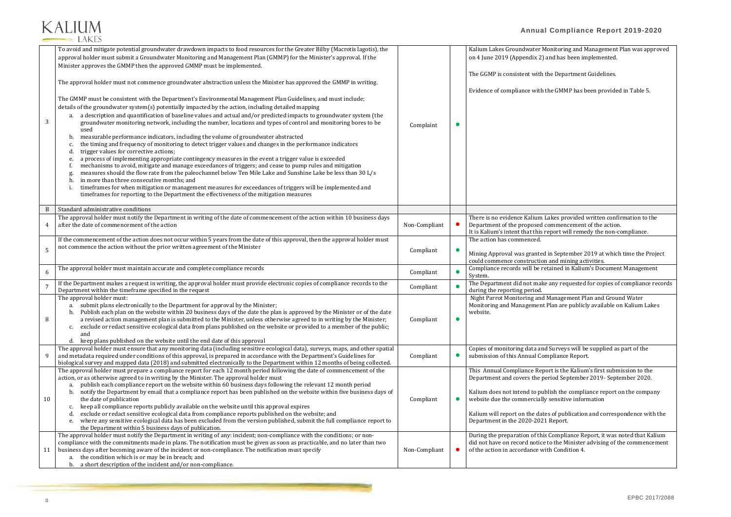| | | | | |
|---|---|---|---|---|
| 3 | To avoid and mitigate potential groundwater drawdown impacts to food resources for the Greater Bilby (Macrotis lagotis), the approval holder must submit a Groundwater Monitoring and Management Plan (GMMP) for the Minister's approval. If the Minister approves the GMMP then the approved GMMP must be implemented.<br><br>The approval holder must not commence groundwater abstraction unless the Minister has approved the GMMP in writing.<br><br>The GMMP must be consistent with the Department's Environmental Management Plan Guidelines, and must include; details of the groundwater system(s) potentially impacted by the action, including detailed mapping<br>a. a description and quantification of baseline values and actual and/or predicted impacts to groundwater system (the groundwater monitoring network, including the number, locations and types of control and monitoring bores to be used<br>b. measurable performance indicators, including the volume of groundwater abstracted<br>c. the timing and frequency of monitoring to detect trigger values and changes in the performance indicators<br>d. trigger values for corrective actions;<br>e. a process of implementing appropriate contingency measures in the event a trigger value is exceeded<br>f. mechanisms to avoid, mitigate and manage exceedances of triggers; and cease to pump rules and mitigation<br>g. measures should the flow rate from the paleochannel below Ten Mile Lake and Sunshine Lake be less than 30 L/s<br>h. in more than three consecutive months; and<br>i. timeframes for when mitigation or management measures for exceedances of triggers will be implemented and timeframes for reporting to the Department the effectiveness of the mitigation measures | Complaint | ● | Kalium Lakes Groundwater Monitoring and Management Plan was approved on 4 June 2019 (Appendix 2) and has been implemented.<br><br>The GGMP is consistent with the Department Guidelines.<br><br>Evidence of compliance with the GMMP has been provided in Table 5. |
| B | Standard administrative conditions | | | |
| 4 | The approval holder must notify the Department in writing of the date of commencement of the action within 10 business days after the date of commencement of the action | Non-Compliant | ● | There is no evidence Kalium Lakes provided written confirmation to the Department of the proposed commencement of the action.<br>It is Kalium's intent that this report will remedy the non-compliance. |
| 5 | If the commencement of the action does not occur within 5 years from the date of this approval, then the approval holder must not commence the action without the prior written agreement of the Minister | Compliant | ● | The action has commenced.<br><br>Mining Approval was granted in September 2019 at which time the Project could commence construction and mining activities. |
| 6 | The approval holder must maintain accurate and complete compliance records | Compliant | ● | Compliance records will be retained in Kalium's Document Management System. |
| 7 | If the Department makes a request in writing, the approval holder must provide electronic copies of compliance records to the Department within the timeframe specified in the request | Compliant | ● | The Department did not make any requested for copies of compliance records during the reporting period. |
| 8 | The approval holder must:<br>a. submit plans electronically to the Department for approval by the Minister;<br>b. Publish each plan on the website within 20 business days of the date the plan is approved by the Minister or of the date a revised action management plan is submitted to the Minister, unless otherwise agreed to in writing by the Minister;<br>c. exclude or redact sensitive ecological data from plans published on the website or provided to a member of the public; and<br>d. keep plans published on the website until the end date of this approval | Compliant | ● | Night Parrot Monitoring and Management Plan and Ground Water Monitoring and Management Plan are publicly available on Kalium Lakes website. |
| 9 | The approval holder must ensure that any monitoring data (including sensitive ecological data), surveys, maps, and other spatial and metadata required under conditions of this approval, is prepared in accordance with the Department's Guidelines for biological survey and mapped data (2018) and submitted electronically to the Department within 12 months of being collected. | Compliant | ● | Copies of monitoring data and Surveys will be supplied as part of the submission of this Annual Compliance Report. |
| 10 | The approval holder must prepare a compliance report for each 12 month period following the date of commencement of the action, or as otherwise agreed to in writing by the Minister. The approval holder must<br>a. publish each compliance report on the website within 60 business days following the relevant 12 month period<br>b. notify the Department by email that a compliance report has been published on the website within five business days of the date of publication<br>c. keep all compliance reports publicly available on the website until this approval expires<br>d. exclude or redact sensitive ecological data from compliance reports published on the website; and<br>e. where any sensitive ecological data has been excluded from the version published, submit the full compliance report to the Department within 5 business days of publication. | Compliant | ● | This Annual Compliance Report is the Kalium's first submission to the Department and covers the period September 2019 - September 2020.<br><br>Kalium does not intend to publish the compliance report on the company website due the commercially sensitive information<br><br>Kalium will report on the dates of publication and correspondence with the Department in the 2020-2021 Report. |
| 11 | The approval holder must notify the Department in writing of any: incident; non-compliance with the conditions; or non-compliance with the commitments made in plans. The notification must be given as soon as practicable, and no later than two business days after becoming aware of the incident or non-compliance. The notification must specify<br>a. the condition which is or may be in breach; and<br>b. a short description of the incident and/or non-compliance. | Non-Compliant | ● | During the preparation of this Compliance Report, it was noted that Kalium did not have on record notice to the Minister advising of the commencement of the action in accordance with Condition 4. |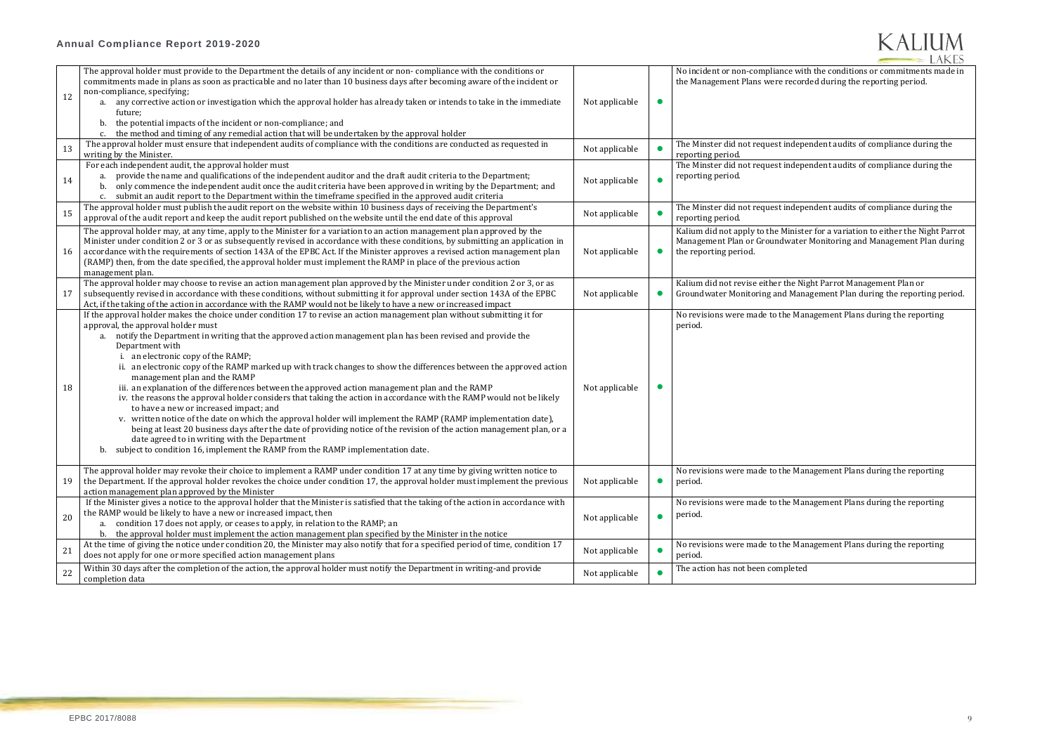| | | | | |
|---|---|---|---|---|
| 12 | The approval holder must provide to the Department the details of any incident or non- compliance with the conditions or commitments made in plans as soon as practicable and no later than 10 business days after becoming aware of the incident or non-compliance, specifying;<br>a. any corrective action or investigation which the approval holder has already taken or intends to take in the immediate future;<br>b. the potential impacts of the incident or non-compliance; and<br>c. the method and timing of any remedial action that will be undertaken by the approval holder | Not applicable | ● | No incident or non-compliance with the conditions or commitments made in the Management Plans were recorded during the reporting period. |
| 13 | The approval holder must ensure that independent audits of compliance with the conditions are conducted as requested in writing by the Minister. | Not applicable | ● | The Minster did not request independent audits of compliance during the reporting period. |
| 14 | For each independent audit, the approval holder must<br>a. provide the name and qualifications of the independent auditor and the draft audit criteria to the Department;<br>b. only commence the independent audit once the audit criteria have been approved in writing by the Department; and<br>c. submit an audit report to the Department within the timeframe specified in the approved audit criteria | Not applicable | ● | The Minster did not request independent audits of compliance during the reporting period. |
| 15 | The approval holder must publish the audit report on the website within 10 business days of receiving the Department's approval of the audit report and keep the audit report published on the website until the end date of this approval | Not applicable | ● | The Minster did not request independent audits of compliance during the reporting period. |
| 16 | The approval holder may, at any time, apply to the Minister for a variation to an action management plan approved by the Minister under condition 2 or 3 or as subsequently revised in accordance with these conditions, by submitting an application in accordance with the requirements of section 143A of the EPBC Act. If the Minister approves a revised action management plan (RAMP) then, from the date specified, the approval holder must implement the RAMP in place of the previous action management plan. | Not applicable | ● | Kalium did not apply to the Minister for a variation to either the Night Parrot Management Plan or Groundwater Monitoring and Management Plan during the reporting period. |
| 17 | The approval holder may choose to revise an action management plan approved by the Minister under condition 2 or 3, or as subsequently revised in accordance with these conditions, without submitting it for approval under section 143A of the EPBC Act, if the taking of the action in accordance with the RAMP would not be likely to have a new or increased impact | Not applicable | ● | Kalium did not revise either the Night Parrot Management Plan or Groundwater Monitoring and Management Plan during the reporting period. |
| 18 | If the approval holder makes the choice under condition 17 to revise an action management plan without submitting it for approval, the approval holder must<br>a. notify the Department in writing that the approved action management plan has been revised and provide the Department with<br>i. an electronic copy of the RAMP;<br>ii. an electronic copy of the RAMP marked up with track changes to show the differences between the approved action management plan and the RAMP<br>iii. an explanation of the differences between the approved action management plan and the RAMP<br>iv. the reasons the approval holder considers that taking the action in accordance with the RAMP would not be likely to have a new or increased impact; and<br>v. written notice of the date on which the approval holder will implement the RAMP (RAMP implementation date), being at least 20 business days after the date of providing notice of the revision of the action management plan, or a date agreed to in writing with the Department<br>b. subject to condition 16, implement the RAMP from the RAMP implementation date. | Not applicable | ● | No revisions were made to the Management Plans during the reporting period. |
| 19 | The approval holder may revoke their choice to implement a RAMP under condition 17 at any time by giving written notice to the Department. If the approval holder revokes the choice under condition 17, the approval holder must implement the previous action management plan approved by the Minister | Not applicable | ● | No revisions were made to the Management Plans during the reporting period. |
| 20 | If the Minister gives a notice to the approval holder that the Minister is satisfied that the taking of the action in accordance with the RAMP would be likely to have a new or increased impact, then<br>a. condition 17 does not apply, or ceases to apply, in relation to the RAMP; an<br>b. the approval holder must implement the action management plan specified by the Minister in the notice | Not applicable | ● | No revisions were made to the Management Plans during the reporting period. |
| 21 | At the time of giving the notice under condition 20, the Minister may also notify that for a specified period of time, condition 17 does not apply for one or more specified action management plans | Not applicable | ● | No revisions were made to the Management Plans during the reporting period. |
| 22 | Within 30 days after the completion of the action, the approval holder must notify the Department in writing-and provide completion data | Not applicable | ● | The action has not been completed |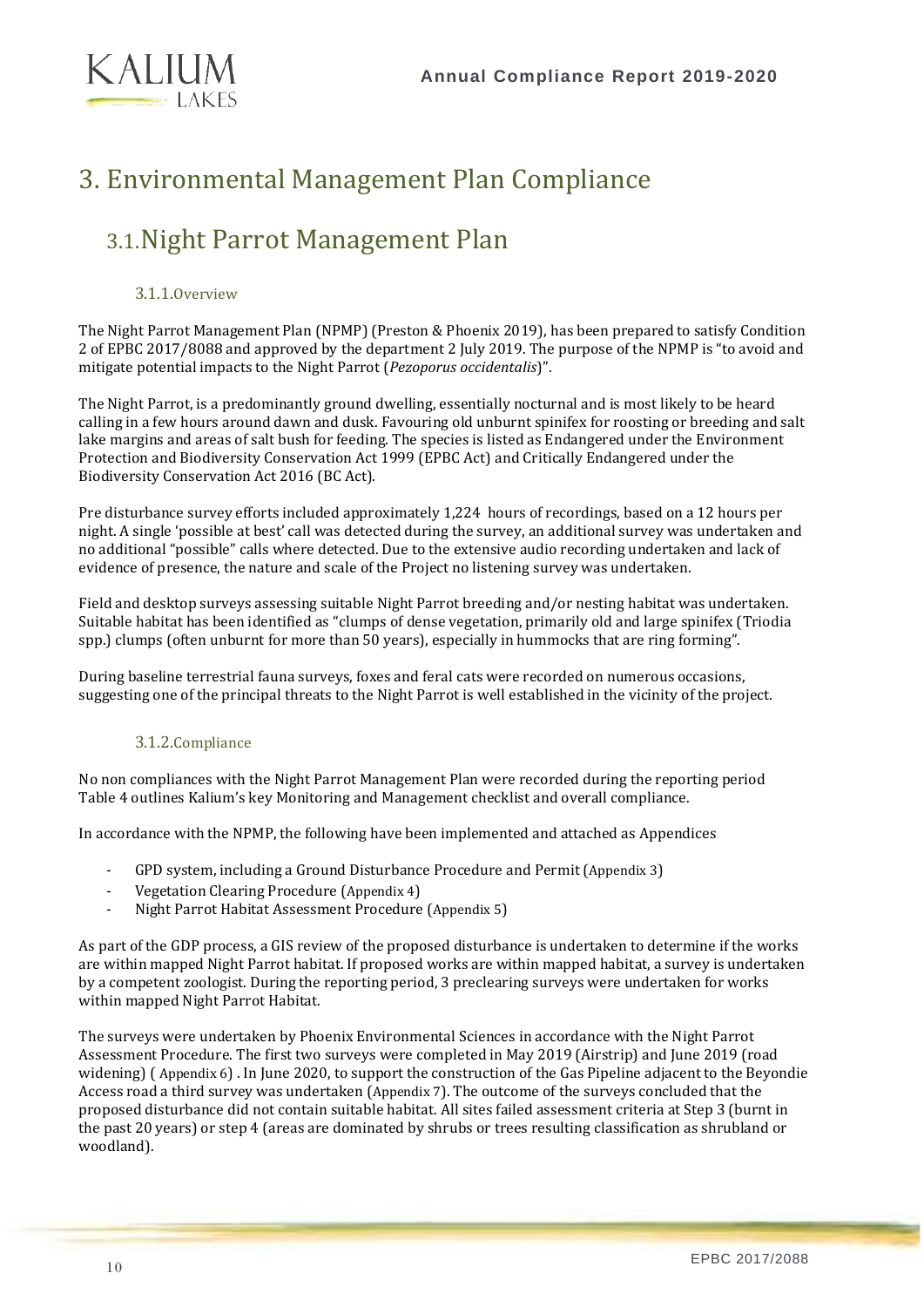# 3. Environmental Management Plan Compliance

## 3.1. Night Parrot Management Plan

### 3.1.1. Overview

The Night Parrot Management Plan (NPMP) (Preston & Phoenix 2019), has been prepared to satisfy Condition 2 of EPBC 2017/8088 and approved by the department 2 July 2019. The purpose of the NPMP is "to avoid and mitigate potential impacts to the Night Parrot (*Pezoporus occidentalis*)".

The Night Parrot, is a predominantly ground dwelling, essentially nocturnal and is most likely to be heard calling in a few hours around dawn and dusk. Favouring old unburnt spinifex for roosting or breeding and salt lake margins and areas of salt bush for feeding. The species is listed as Endangered under the Environment Protection and Biodiversity Conservation Act 1999 (EPBC Act) and Critically Endangered under the Biodiversity Conservation Act 2016 (BC Act).

Pre disturbance survey efforts included approximately 1,224 hours of recordings, based on a 12 hours per night. A single 'possible at best' call was detected during the survey, an additional survey was undertaken and no additional "possible" calls where detected. Due to the extensive audio recording undertaken and lack of evidence of presence, the nature and scale of the Project no listening survey was undertaken.

Field and desktop surveys assessing suitable Night Parrot breeding and/or nesting habitat was undertaken. Suitable habitat has been identified as "clumps of dense vegetation, primarily old and large spinifex (Triodia spp.) clumps (often unburnt for more than 50 years), especially in hummocks that are ring forming".

During baseline terrestrial fauna surveys, foxes and feral cats were recorded on numerous occasions, suggesting one of the principal threats to the Night Parrot is well established in the vicinity of the project.

### 3.1.2. Compliance

No non compliances with the Night Parrot Management Plan were recorded during the reporting period Table 4 outlines Kalium's key Monitoring and Management checklist and overall compliance.

In accordance with the NPMP, the following have been implemented and attached as Appendices

- GPD system, including a Ground Disturbance Procedure and Permit (Appendix 3)
- Vegetation Clearing Procedure (Appendix 4)
- Night Parrot Habitat Assessment Procedure (Appendix 5)

As part of the GDP process, a GIS review of the proposed disturbance is undertaken to determine if the works are within mapped Night Parrot habitat. If proposed works are within mapped habitat, a survey is undertaken by a competent zoologist. During the reporting period, 3 preclearing surveys were undertaken for works within mapped Night Parrot Habitat.

The surveys were undertaken by Phoenix Environmental Sciences in accordance with the Night Parrot Assessment Procedure. The first two surveys were completed in May 2019 (Airstrip) and June 2019 (road widening) ( Appendix 6) . In June 2020, to support the construction of the Gas Pipeline adjacent to the Beyondie Access road a third survey was undertaken (Appendix 7). The outcome of the surveys concluded that the proposed disturbance did not contain suitable habitat. All sites failed assessment criteria at Step 3 (burnt in the past 20 years) or step 4 (areas are dominated by shrubs or trees resulting classification as shrubland or woodland).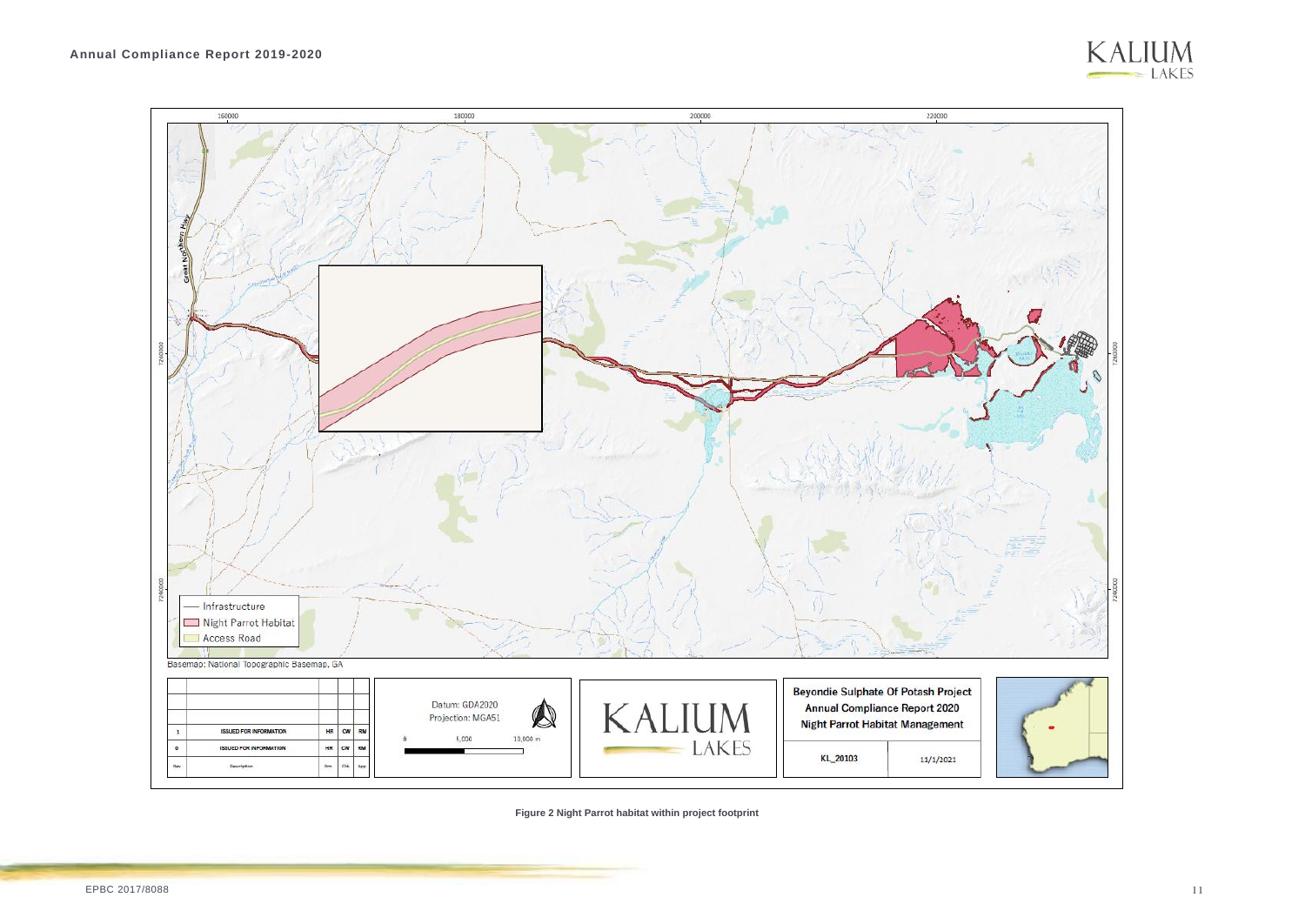Figure 2 Night Parrot habitat within project footprint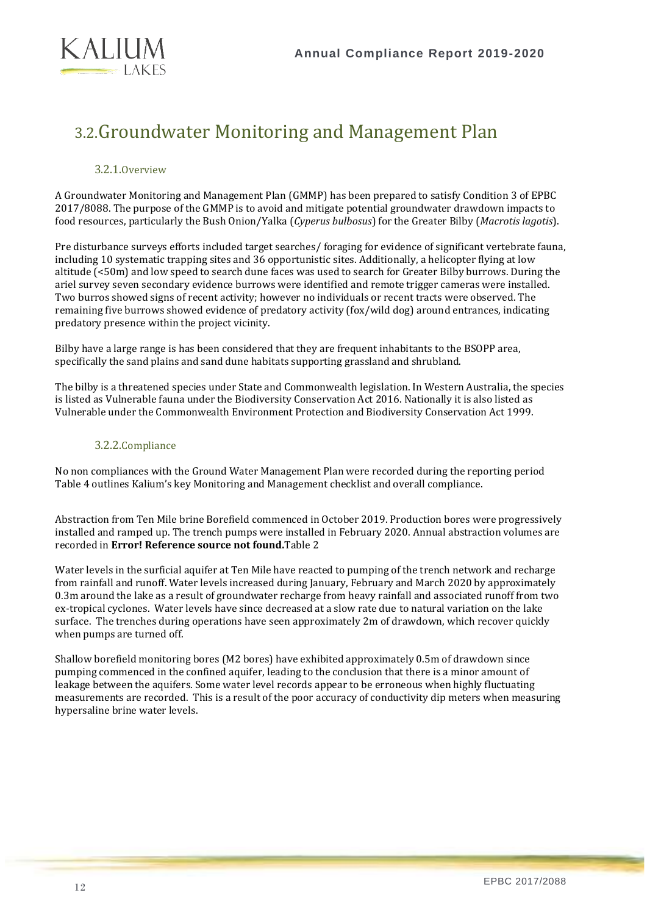## 3.2. Groundwater Monitoring and Management Plan

### 3.2.1. Overview

A Groundwater Monitoring and Management Plan (GMMP) has been prepared to satisfy Condition 3 of EPBC 2017/8088. The purpose of the GMMP is to avoid and mitigate potential groundwater drawdown impacts to food resources, particularly the Bush Onion/Yalka (*Cyperus bulbosus*) for the Greater Bilby (*Macrotis lagotis*).

Pre disturbance surveys efforts included target searches/ foraging for evidence of significant vertebrate fauna, including 10 systematic trapping sites and 36 opportunistic sites. Additionally, a helicopter flying at low altitude (<50m) and low speed to search dune faces was used to search for Greater Bilby burrows. During the ariel survey seven secondary evidence burrows were identified and remote trigger cameras were installed. Two burros showed signs of recent activity; however no individuals or recent tracts were observed. The remaining five burrows showed evidence of predatory activity (fox/wild dog) around entrances, indicating predatory presence within the project vicinity.

Bilby have a large range is has been considered that they are frequent inhabitants to the BSOPP area, specifically the sand plains and sand dune habitats supporting grassland and shrubland.

The bilby is a threatened species under State and Commonwealth legislation. In Western Australia, the species is listed as Vulnerable fauna under the Biodiversity Conservation Act 2016. Nationally it is also listed as Vulnerable under the Commonwealth Environment Protection and Biodiversity Conservation Act 1999.

### 3.2.2. Compliance

No non compliances with the Ground Water Management Plan were recorded during the reporting period Table 4 outlines Kalium's key Monitoring and Management checklist and overall compliance.

Abstraction from Ten Mile brine Borefield commenced in October 2019. Production bores were progressively installed and ramped up. The trench pumps were installed in February 2020. Annual abstraction volumes are recorded in **Error! Reference source not found.**Table 2

Water levels in the surficial aquifer at Ten Mile have reacted to pumping of the trench network and recharge from rainfall and runoff. Water levels increased during January, February and March 2020 by approximately 0.3m around the lake as a result of groundwater recharge from heavy rainfall and associated runoff from two ex-tropical cyclones. Water levels have since decreased at a slow rate due to natural variation on the lake surface. The trenches during operations have seen approximately 2m of drawdown, which recover quickly when pumps are turned off.

Shallow borefield monitoring bores (M2 bores) have exhibited approximately 0.5m of drawdown since pumping commenced in the confined aquifer, leading to the conclusion that there is a minor amount of leakage between the aquifers. Some water level records appear to be erroneous when highly fluctuating measurements are recorded. This is a result of the poor accuracy of conductivity dip meters when measuring hypersaline brine water levels.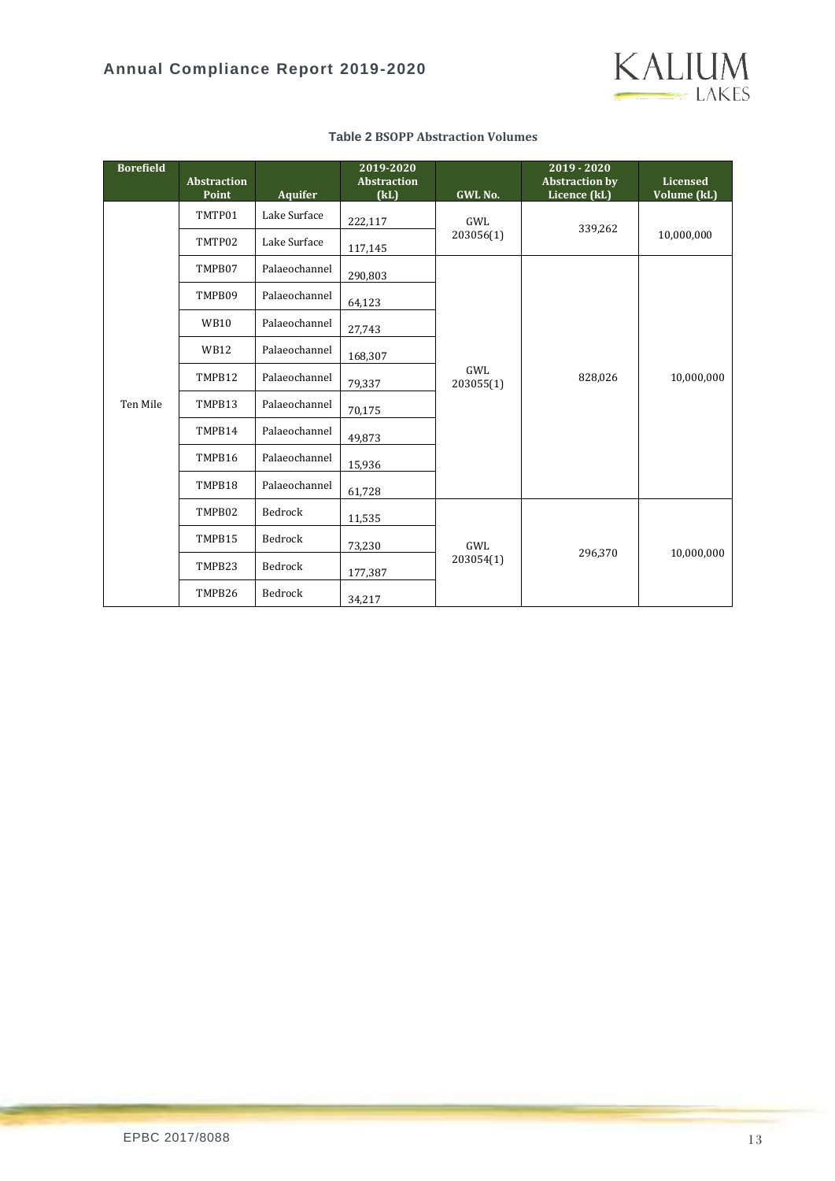**Table 2 BSOPP Abstraction Volumes**

| Borefield | Abstraction Point | Aquifer | 2019-2020 Abstraction (kL) | GWL No. | 2019 - 2020 Abstraction by Licence (kL) | Licensed Volume (kL) |
|---|---|---|---|---|---|---|
| Ten Mile | TMTP01 | Lake Surface | 222,117 | GWL 203056(1) | 339,262 | 10,000,000 |
| | TMTP02 | Lake Surface | 117,145 | | | |
| | TMPB07 | Palaeochannel | 290,803 | GWL 203055(1) | 828,026 | 10,000,000 |
| | TMPB09 | Palaeochannel | 64,123 | | | |
| | WB10 | Palaeochannel | 27,743 | | | |
| | WB12 | Palaeochannel | 168,307 | | | |
| | TMPB12 | Palaeochannel | 79,337 | | | |
| | TMPB13 | Palaeochannel | 70,175 | | | |
| | TMPB14 | Palaeochannel | 49,873 | | | |
| | TMPB16 | Palaeochannel | 15,936 | | | |
| | TMPB18 | Palaeochannel | 61,728 | | | |
| | TMPB02 | Bedrock | 11,535 | GWL 203054(1) | 296,370 | 10,000,000 |
| | TMPB15 | Bedrock | 73,230 | | | |
| | TMPB23 | Bedrock | 177,387 | | | |
| | TMPB26 | Bedrock | 34,217 | | | |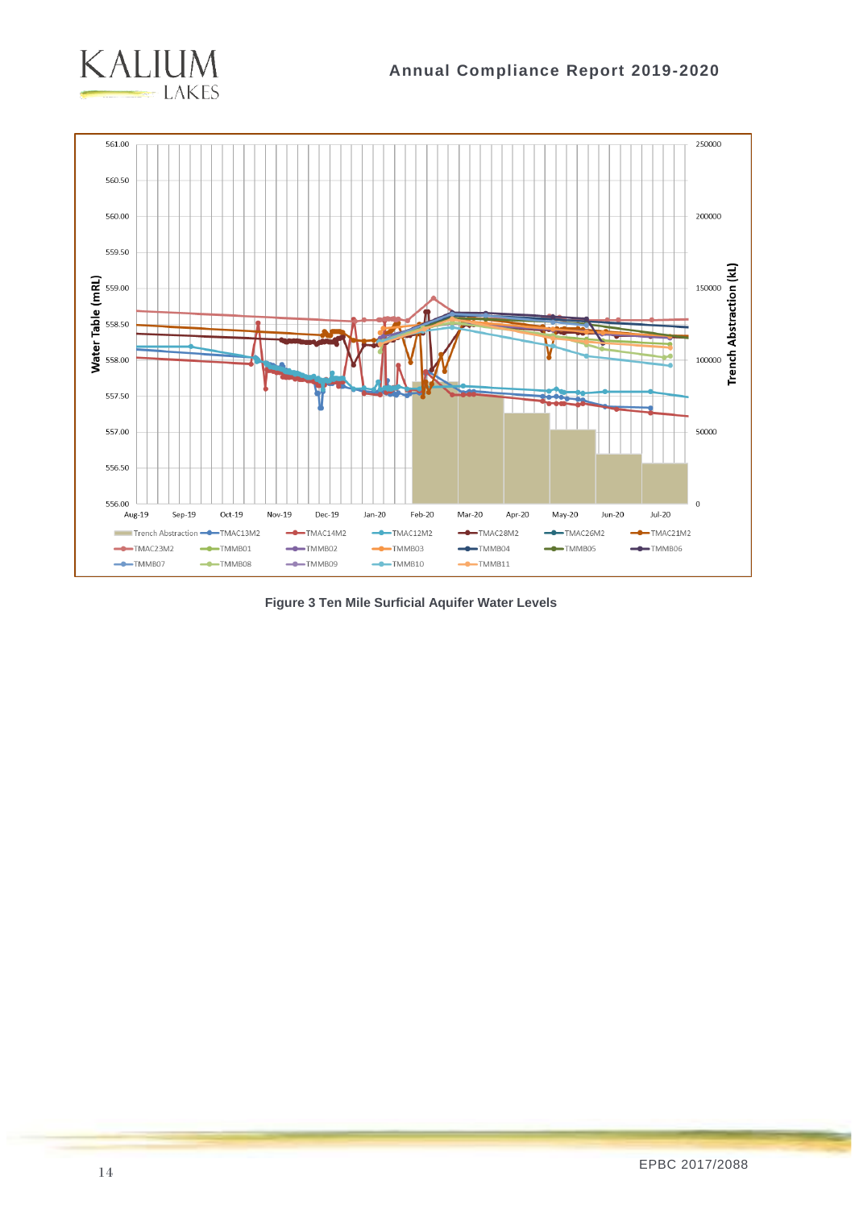Figure 3 Ten Mile Surficial Aquifer Water Levels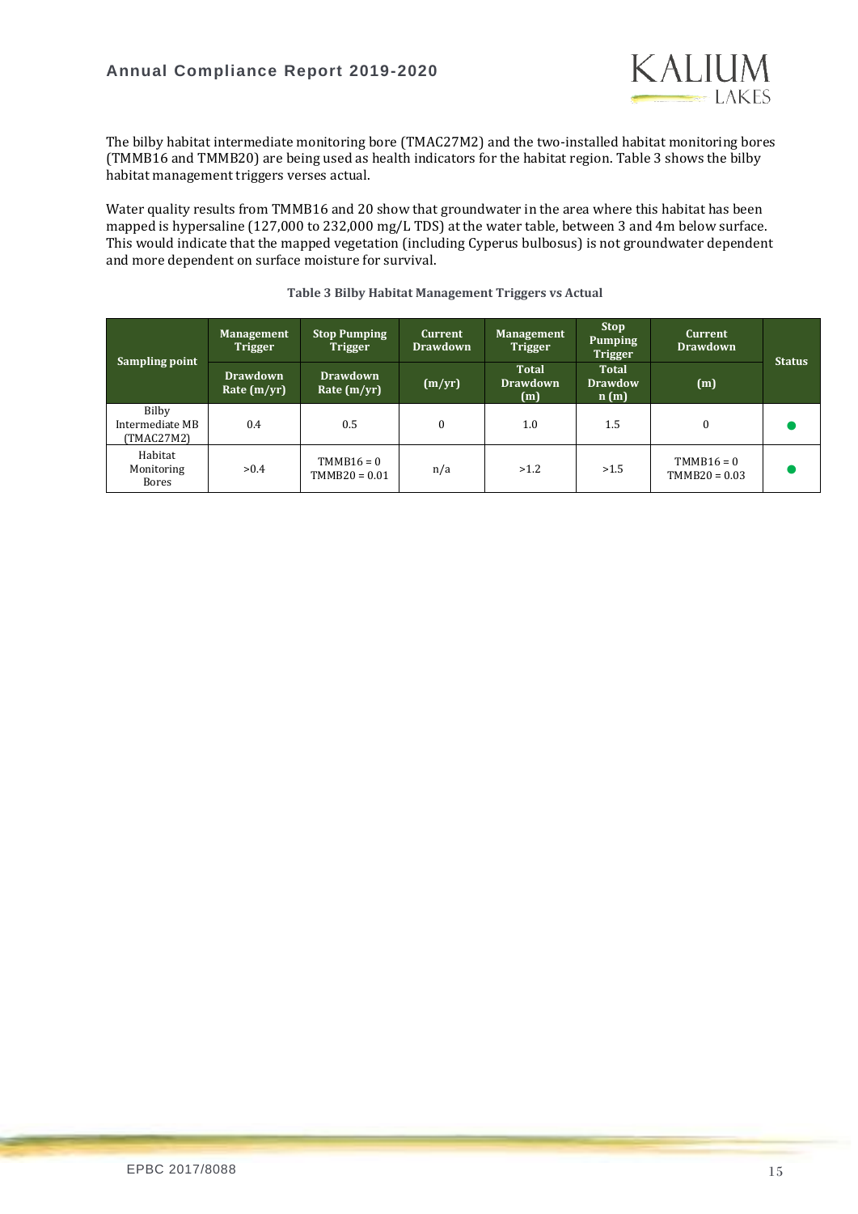The bilby habitat intermediate monitoring bore (TMAC27M2) and the two-installed habitat monitoring bores (TMMB16 and TMMB20) are being used as health indicators for the habitat region. Table 3 shows the bilby habitat management triggers verses actual.

Water quality results from TMMB16 and 20 show that groundwater in the area where this habitat has been mapped is hypersaline (127,000 to 232,000 mg/L TDS) at the water table, between 3 and 4m below surface. This would indicate that the mapped vegetation (including Cyperus bulbosus) is not groundwater dependent and more dependent on surface moisture for survival.

**Table 3 Bilby Habitat Management Triggers vs Actual**

| Sampling point | Management Trigger | Stop Pumping Trigger | Current Drawdown | Management Trigger | Stop Pumping Trigger | Current Drawdown | Status |
|---|---|---|---|---|---|---|---|
| | Drawdown Rate (m/yr) | Drawdown Rate (m/yr) | (m/yr) | Total Drawdown (m) | Total Drawdown (m) | (m) | |
| Bilby Intermediate MB (TMAC27M2) | 0.4 | 0.5 | 0 | 1.0 | 1.5 | 0 | ● |
| Habitat Monitoring Bores | >0.4 | TMMB16 = 0<br>TMMB20 = 0.01 | n/a | >1.2 | >1.5 | TMMB16 = 0<br>TMMB20 = 0.03 | ● |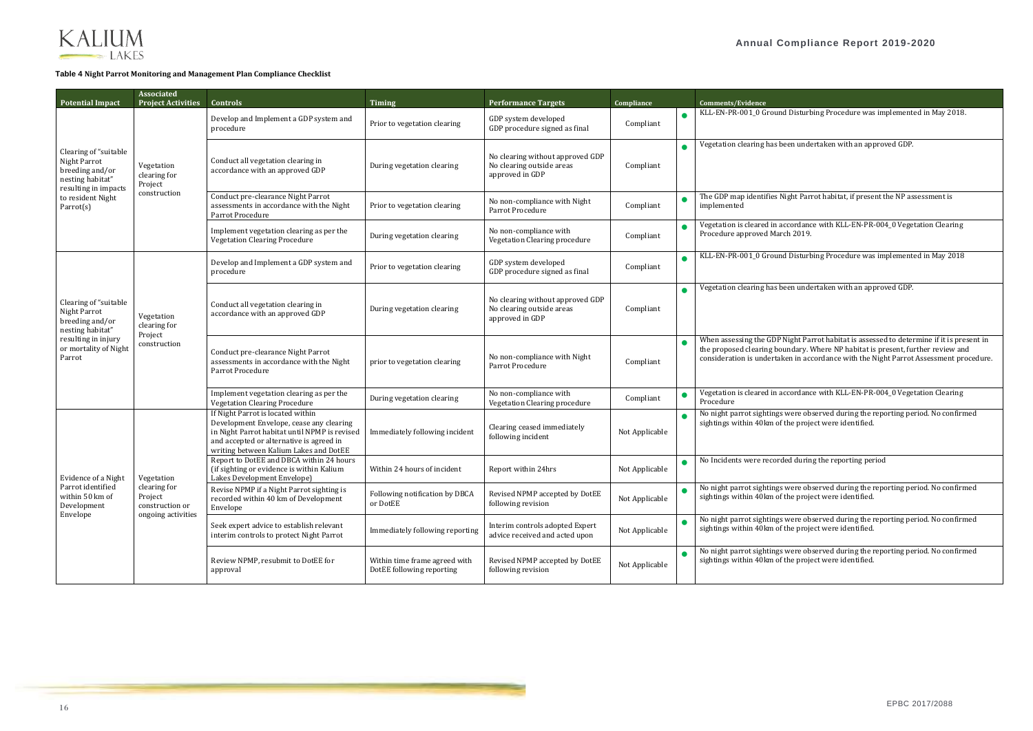**Table 4 Night Parrot Monitoring and Management Plan Compliance Checklist**

| Potential Impact | Associated Project Activities | Controls | Timing | Performance Targets | Compliance | Comments/Evidence |
|---|---|---|---|---|---|---|
| Clearing of "suitable Night Parrot breeding and/or nesting habitat" resulting in impacts to resident Night Parrot(s) | Vegetation clearing for Project construction | Develop and Implement a GDP system and procedure | Prior to vegetation clearing | GDP system developed GDP procedure signed as final | Compliant | KLL-EN-PR-001_0 Ground Disturbing Procedure was implemented in May 2018. |
| | | Conduct all vegetation clearing in accordance with an approved GDP | During vegetation clearing | No clearing without approved GDP No clearing outside areas approved in GDP | Compliant | Vegetation clearing has been undertaken with an approved GDP. |
| | | Conduct pre-clearance Night Parrot assessments in accordance with the Night Parrot Procedure | Prior to vegetation clearing | No non-compliance with Night Parrot Procedure | Compliant | The GDP map identifies Night Parrot habitat, if present the NP assessment is implemented |
| | | Implement vegetation clearing as per the Vegetation Clearing Procedure | During vegetation clearing | No non-compliance with Vegetation Clearing procedure | Compliant | Vegetation is cleared in accordance with KLL-EN-PR-004_0 Vegetation Clearing Procedure approved March 2019. |
| Clearing of "suitable Night Parrot breeding and/or nesting habitat" resulting in injury or mortality of Night Parrot | Vegetation clearing for Project construction | Develop and Implement a GDP system and procedure | Prior to vegetation clearing | GDP system developed GDP procedure signed as final | Compliant | KLL-EN-PR-001_0 Ground Disturbing Procedure was implemented in May 2018 |
| | | Conduct all vegetation clearing in accordance with an approved GDP | During vegetation clearing | No clearing without approved GDP No clearing outside areas approved in GDP | Compliant | Vegetation clearing has been undertaken with an approved GDP. |
| | | Conduct pre-clearance Night Parrot assessments in accordance with the Night Parrot Procedure | prior to vegetation clearing | No non-compliance with Night Parrot Procedure | Compliant | When assessing the GDP Night Parrot habitat is assessed to determine if it is present in the proposed clearing boundary. Where NP habitat is present, further review and consideration is undertaken in accordance with the Night Parrot Assessment procedure. |
| | | Implement vegetation clearing as per the Vegetation Clearing Procedure | During vegetation clearing | No non-compliance with Vegetation Clearing procedure | Compliant | Vegetation is cleared in accordance with KLL-EN-PR-004_0 Vegetation Clearing Procedure |
| Evidence of a Night Parrot identified within 50 km of Development Envelope | Vegetation clearing for Project construction or ongoing activities | If Night Parrot is located within Development Envelope, cease any clearing in Night Parrot habitat until NPMP is revised and accepted or alternative is agreed in writing between Kalium Lakes and DotEE | Immediately following incident | Clearing ceased immediately following incident | Not Applicable | No night parrot sightings were observed during the reporting period. No confirmed sightings within 40km of the project were identified. |
| | | Report to DotEE and DBCA within 24 hours (if sighting or evidence is within Kalium Lakes Development Envelope) | Within 24 hours of incident | Report within 24hrs | Not Applicable | No Incidents were recorded during the reporting period |
| | | Revise NPMP if a Night Parrot sighting is recorded within 40 km of Development Envelope | Following notification by DBCA or DotEE | Revised NPMP accepted by DotEE following revision | Not Applicable | No night parrot sightings were observed during the reporting period. No confirmed sightings within 40km of the project were identified. |
| | | Seek expert advice to establish relevant interim controls to protect Night Parrot | Immediately following reporting | Interim controls adopted Expert advice received and acted upon | Not Applicable | No night parrot sightings were observed during the reporting period. No confirmed sightings within 40km of the project were identified. |
| | | Review NPMP, resubmit to DotEE for approval | Within time frame agreed with DotEE following reporting | Revised NPMP accepted by DotEE following revision | Not Applicable | No night parrot sightings were observed during the reporting period. No confirmed sightings within 40km of the project were identified. |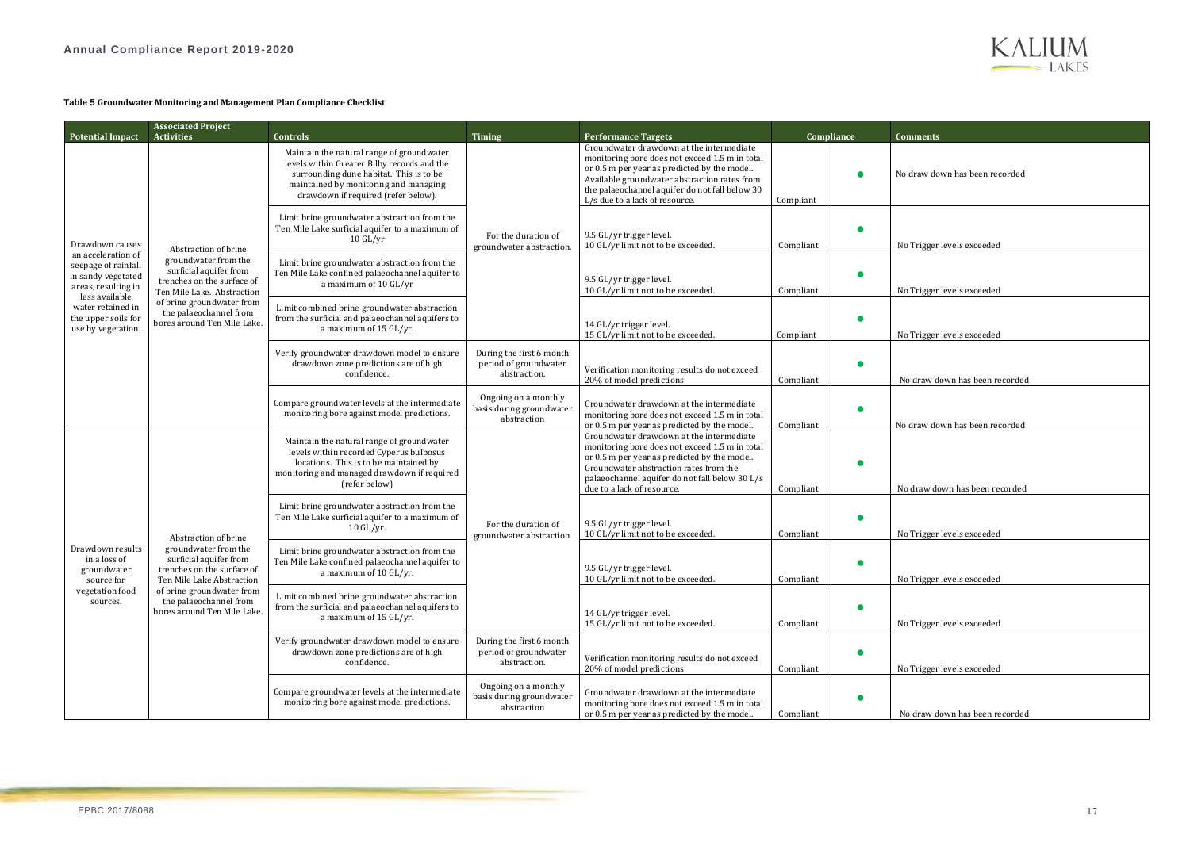**Table 5 Groundwater Monitoring and Management Plan Compliance Checklist**

| Potential Impact | Associated Project Activities | Controls | Timing | Performance Targets | Compliance | | Comments |
|---|---|---|---|---|---|---|---|
| Drawdown causes an acceleration of seepage of rainfall in sandy vegetated areas, resulting in less available water retained in the upper soils for use by vegetation. | Abstraction of brine groundwater from the surficial aquifer from trenches on the surface of Ten Mile Lake. Abstraction of brine groundwater from the palaeochannel from bores around Ten Mile Lake. | Maintain the natural range of groundwater levels within Greater Bilby records and the surrounding dune habitat. This is to be maintained by monitoring and managing drawdown if required (refer below). | For the duration of groundwater abstraction. | Groundwater drawdown at the intermediate monitoring bore does not exceed 1.5 m in total or 0.5 m per year as predicted by the model. Available groundwater abstraction rates from the palaeochannel aquifer do not fall below 30 L/s due to a lack of resource. | Compliant | ● | No draw down has been recorded |
| | | Limit brine groundwater abstraction from the Ten Mile Lake surficial aquifer to a maximum of 10 GL/yr | | 9.5 GL/yr trigger level. 10 GL/yr limit not to be exceeded. | Compliant | ● | No Trigger levels exceeded |
| | | Limit brine groundwater abstraction from the Ten Mile Lake confined palaeochannel aquifer to a maximum of 10 GL/yr | | 9.5 GL/yr trigger level. 10 GL/yr limit not to be exceeded. | Compliant | ● | No Trigger levels exceeded |
| | | Limit combined brine groundwater abstraction from the surficial and palaeochannel aquifers to a maximum of 15 GL/yr. | | 14 GL/yr trigger level. 15 GL/yr limit not to be exceeded. | Compliant | ● | No Trigger levels exceeded |
| | | Verify groundwater drawdown model to ensure drawdown zone predictions are of high confidence. | During the first 6 month period of groundwater abstraction. | Verification monitoring results do not exceed 20% of model predictions | Compliant | ● | No draw down has been recorded |
| | | Compare groundwater levels at the intermediate monitoring bore against model predictions. | Ongoing on a monthly basis during groundwater abstraction | Groundwater drawdown at the intermediate monitoring bore does not exceed 1.5 m in total or 0.5 m per year as predicted by the model. | Compliant | ● | No draw down has been recorded |
| Drawdown results in a loss of groundwater source for vegetation food sources. | Abstraction of brine groundwater from the surficial aquifer from trenches on the surface of Ten Mile Lake Abstraction of brine groundwater from the palaeochannel from bores around Ten Mile Lake. | Maintain the natural range of groundwater levels within recorded Cyperus bulbosus locations. This is to be maintained by monitoring and managed drawdown if required (refer below) | For the duration of groundwater abstraction. | Groundwater drawdown at the intermediate monitoring bore does not exceed 1.5 m in total or 0.5 m per year as predicted by the model. Groundwater abstraction rates from the palaeochannel aquifer do not fall below 30 L/s due to a lack of resource. | Compliant | ● | No draw down has been recorded |
| | | Limit brine groundwater abstraction from the Ten Mile Lake surficial aquifer to a maximum of 10 GL/yr. | | 9.5 GL/yr trigger level. 10 GL/yr limit not to be exceeded. | Compliant | ● | No Trigger levels exceeded |
| | | Limit brine groundwater abstraction from the Ten Mile Lake confined palaeochannel aquifer to a maximum of 10 GL/yr. | | 9.5 GL/yr trigger level. 10 GL/yr limit not to be exceeded. | Compliant | ● | No Trigger levels exceeded |
| | | Limit combined brine groundwater abstraction from the surficial and palaeochannel aquifers to a maximum of 15 GL/yr. | | 14 GL/yr trigger level. 15 GL/yr limit not to be exceeded. | Compliant | ● | No Trigger levels exceeded |
| | | Verify groundwater drawdown model to ensure drawdown zone predictions are of high confidence. | During the first 6 month period of groundwater abstraction. | Verification monitoring results do not exceed 20% of model predictions | Compliant | ● | No Trigger levels exceeded |
| | | Compare groundwater levels at the intermediate monitoring bore against model predictions. | Ongoing on a monthly basis during groundwater abstraction | Groundwater drawdown at the intermediate monitoring bore does not exceed 1.5 m in total or 0.5 m per year as predicted by the model. | Compliant | ● | No draw down has been recorded |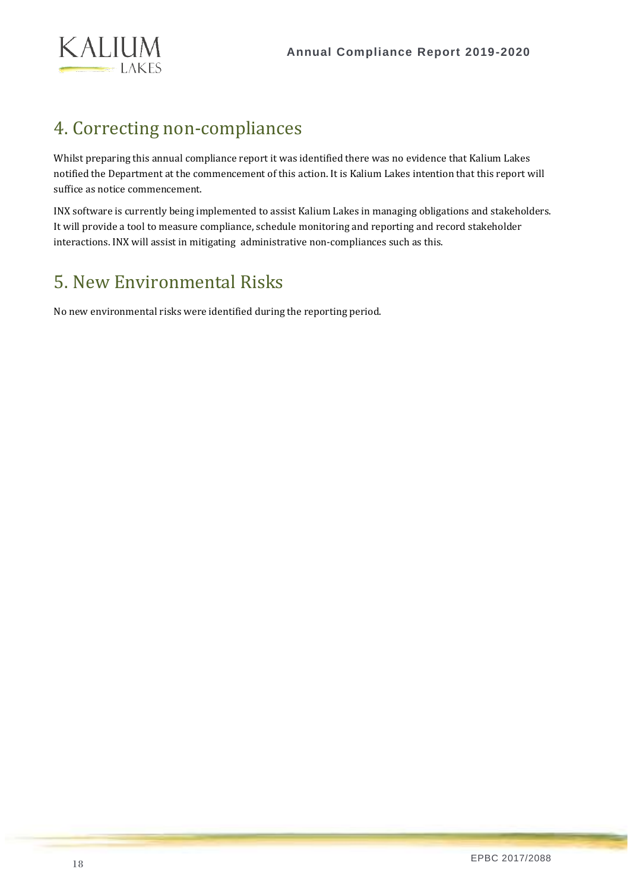# 4. Correcting non-compliances

Whilst preparing this annual compliance report it was identified there was no evidence that Kalium Lakes notified the Department at the commencement of this action. It is Kalium Lakes intention that this report will suffice as notice commencement.

INX software is currently being implemented to assist Kalium Lakes in managing obligations and stakeholders. It will provide a tool to measure compliance, schedule monitoring and reporting and record stakeholder interactions. INX will assist in mitigating administrative non-compliances such as this.

# 5. New Environmental Risks

No new environmental risks were identified during the reporting period.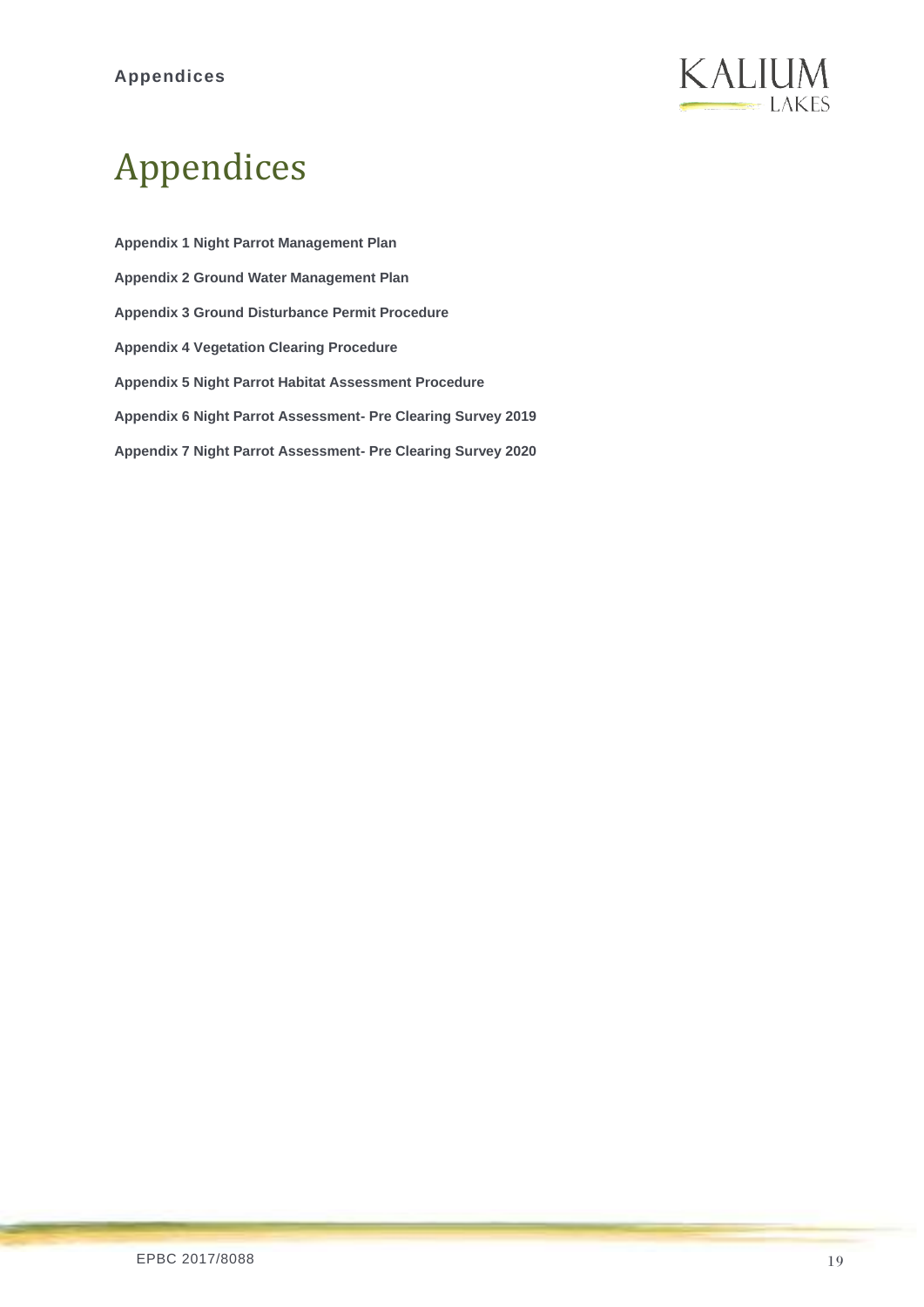# Appendices

**Appendix 1 Night Parrot Management Plan**

**Appendix 2 Ground Water Management Plan**

**Appendix 3 Ground Disturbance Permit Procedure**

**Appendix 4 Vegetation Clearing Procedure**

**Appendix 5 Night Parrot Habitat Assessment Procedure**

**Appendix 6 Night Parrot Assessment- Pre Clearing Survey 2019**

**Appendix 7 Night Parrot Assessment- Pre Clearing Survey 2020**